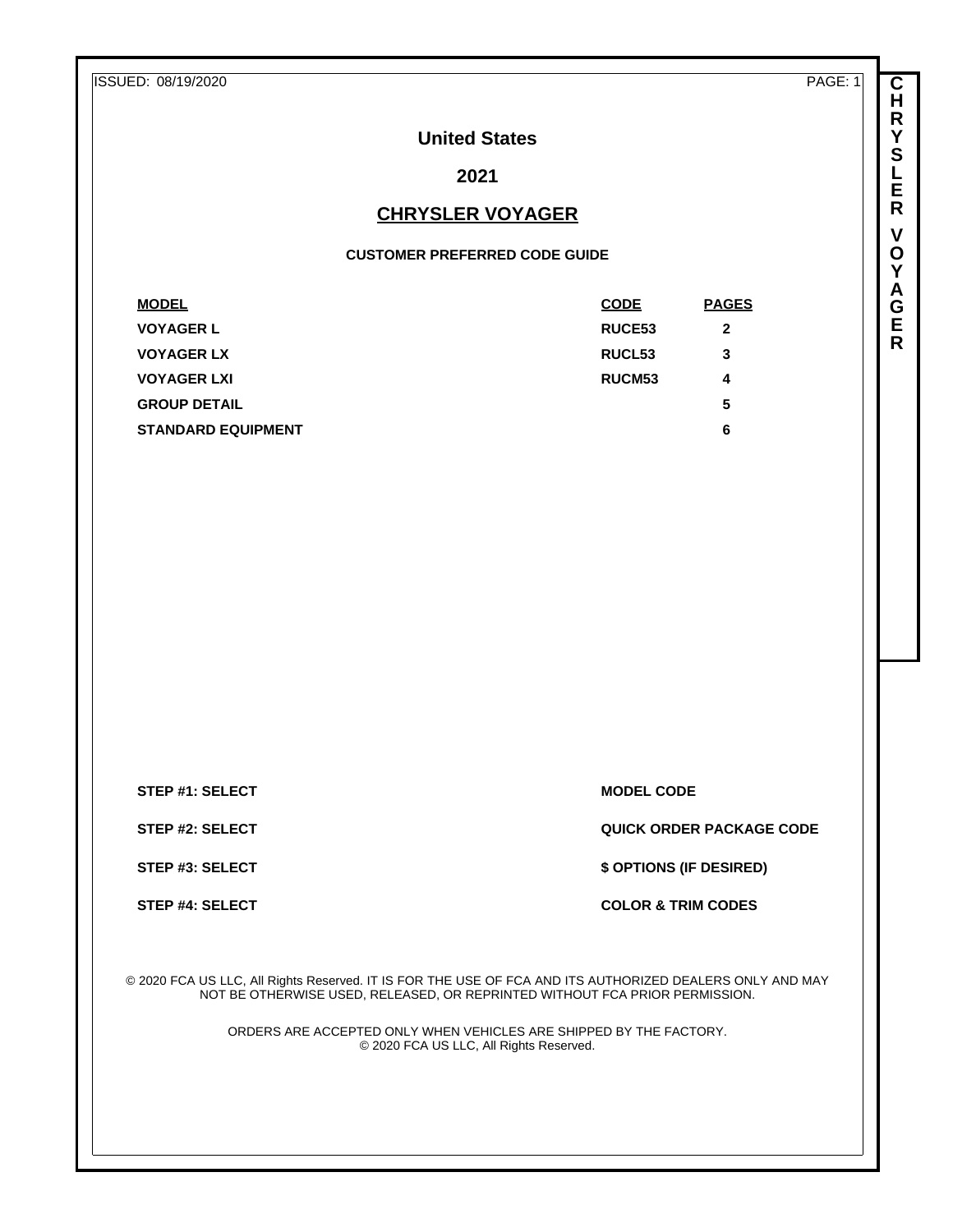ISSUED: 08/19/2020

# United States

## 2021

## CHRYSLER VOYAGER

### CUSTOMER PREFERRED CODE GUIDE

| MODEL | CODE | PAGES |
|---|---|---|
| VOYAGER L | RUCE53 | 2 |
| VOYAGER LX | RUCL53 | 3 |
| VOYAGER LXI | RUCM53 | 4 |
| GROUP DETAIL | | 5 |
| STANDARD EQUIPMENT | | 6 |

| | |
|---|---|
| STEP #1: SELECT | MODEL CODE |
| STEP #2: SELECT | QUICK ORDER PACKAGE CODE |
| STEP #3: SELECT | $ OPTIONS (IF DESIRED) |
| STEP #4: SELECT | COLOR & TRIM CODES |

© 2020 FCA US LLC, All Rights Reserved. IT IS FOR THE USE OF FCA AND ITS AUTHORIZED DEALERS ONLY AND MAY NOT BE OTHERWISE USED, RELEASED, OR REPRINTED WITHOUT FCA PRIOR PERMISSION.

ORDERS ARE ACCEPTED ONLY WHEN VEHICLES ARE SHIPPED BY THE FACTORY.
© 2020 FCA US LLC, All Rights Reserved.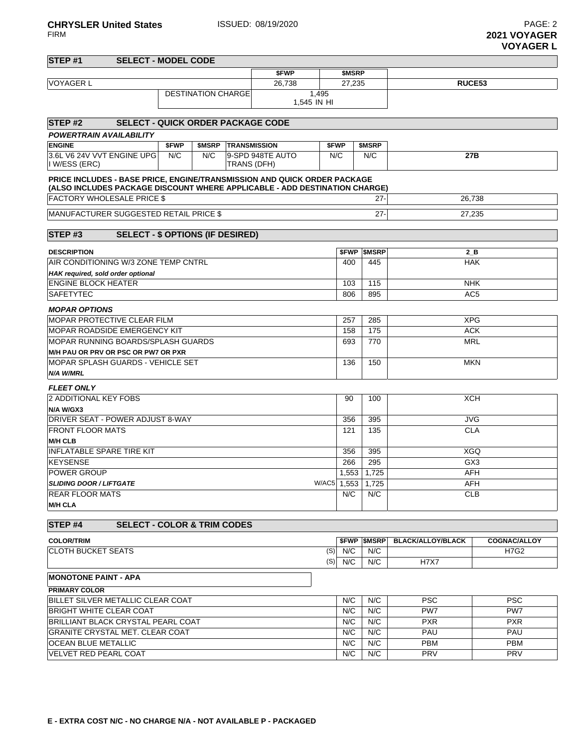**CHRYSLER United States** ISSUED: 08/19/2020
FIRM

**2021 VOYAGER**
**VOYAGER L**

## STEP #1 SELECT - MODEL CODE

| | | $FWP | $MSRP | |
|---|---|---|---|---|
| VOYAGER L | | 26,738 | 27,235 | **RUCE53** |
| | DESTINATION CHARGE | 1,495<br>1,545 IN HI | | |

## STEP #2 SELECT - QUICK ORDER PACKAGE CODE

***POWERTRAIN AVAILABILITY***

| ENGINE | $FWP | $MSRP | TRANSMISSION | $FWP | $MSRP | |
|---|---|---|---|---|---|---|
| 3.6L V6 24V VVT ENGINE UPG I W/ESS (ERC) | N/C | N/C | 9-SPD 948TE AUTO TRANS (DFH) | N/C | N/C | **27B** |

**PRICE INCLUDES - BASE PRICE, ENGINE/TRANSMISSION AND QUICK ORDER PACKAGE**
**(ALSO INCLUDES PACKAGE DISCOUNT WHERE APPLICABLE - ADD DESTINATION CHARGE)**

| | | |
|---|---|---|
| FACTORY WHOLESALE PRICE $ | 27- | 26,738 |
| MANUFACTURER SUGGESTED RETAIL PRICE $ | 27- | 27,235 |

## STEP #3 SELECT - $ OPTIONS (IF DESIRED)

| DESCRIPTION | | $FWP | $MSRP | 2_B |
|---|---|---|---|---|
| AIR CONDITIONING W/3 ZONE TEMP CNTRL | | 400 | 445 | HAK |
| ***HAK required, sold order optional*** | | | | |
| ENGINE BLOCK HEATER | | 103 | 115 | NHK |
| SAFETYTEC | | 806 | 895 | AC5 |
| ***MOPAR OPTIONS*** | | | | |
| MOPAR PROTECTIVE CLEAR FILM | | 257 | 285 | XPG |
| MOPAR ROADSIDE EMERGENCY KIT | | 158 | 175 | ACK |
| MOPAR RUNNING BOARDS/SPLASH GUARDS | | 693 | 770 | MRL |
| **M/H PAU OR PRV OR PSC OR PW7 OR PXR** | | | | |
| MOPAR SPLASH GUARDS - VEHICLE SET | | 136 | 150 | MKN |
| ***N/A W/MRL*** | | | | |
| ***FLEET ONLY*** | | | | |
| 2 ADDITIONAL KEY FOBS | | 90 | 100 | XCH |
| **N/A W/GX3** | | | | |
| DRIVER SEAT - POWER ADJUST 8-WAY | | 356 | 395 | JVG |
| FRONT FLOOR MATS | | 121 | 135 | CLA |
| **M/H CLB** | | | | |
| INFLATABLE SPARE TIRE KIT | | 356 | 395 | XGQ |
| KEYSENSE | | 266 | 295 | GX3 |
| POWER GROUP | | 1,553 | 1,725 | AFH |
| ***SLIDING DOOR / LIFTGATE*** | W/AC5 | 1,553 | 1,725 | AFH |
| REAR FLOOR MATS | | N/C | N/C | CLB |
| **M/H CLA** | | | | |

## STEP #4 SELECT - COLOR & TRIM CODES

| COLOR/TRIM | | $FWP | $MSRP | BLACK/ALLOY/BLACK | COGNAC/ALLOY |
|---|---|---|---|---|---|
| CLOTH BUCKET SEATS | (S) | N/C | N/C | | H7G2 |
| | (S) | N/C | N/C | H7X7 | |

**MONOTONE PAINT - APA**

| PRIMARY COLOR | $FWP | $MSRP | BLACK/ALLOY/BLACK | COGNAC/ALLOY |
|---|---|---|---|---|
| BILLET SILVER METALLIC CLEAR COAT | N/C | N/C | PSC | PSC |
| BRIGHT WHITE CLEAR COAT | N/C | N/C | PW7 | PW7 |
| BRILLIANT BLACK CRYSTAL PEARL COAT | N/C | N/C | PXR | PXR |
| GRANITE CRYSTAL MET. CLEAR COAT | N/C | N/C | PAU | PAU |
| OCEAN BLUE METALLIC | N/C | N/C | PBM | PBM |
| VELVET RED PEARL COAT | N/C | N/C | PRV | PRV |

**E - EXTRA COST N/C - NO CHARGE N/A - NOT AVAILABLE P - PACKAGED**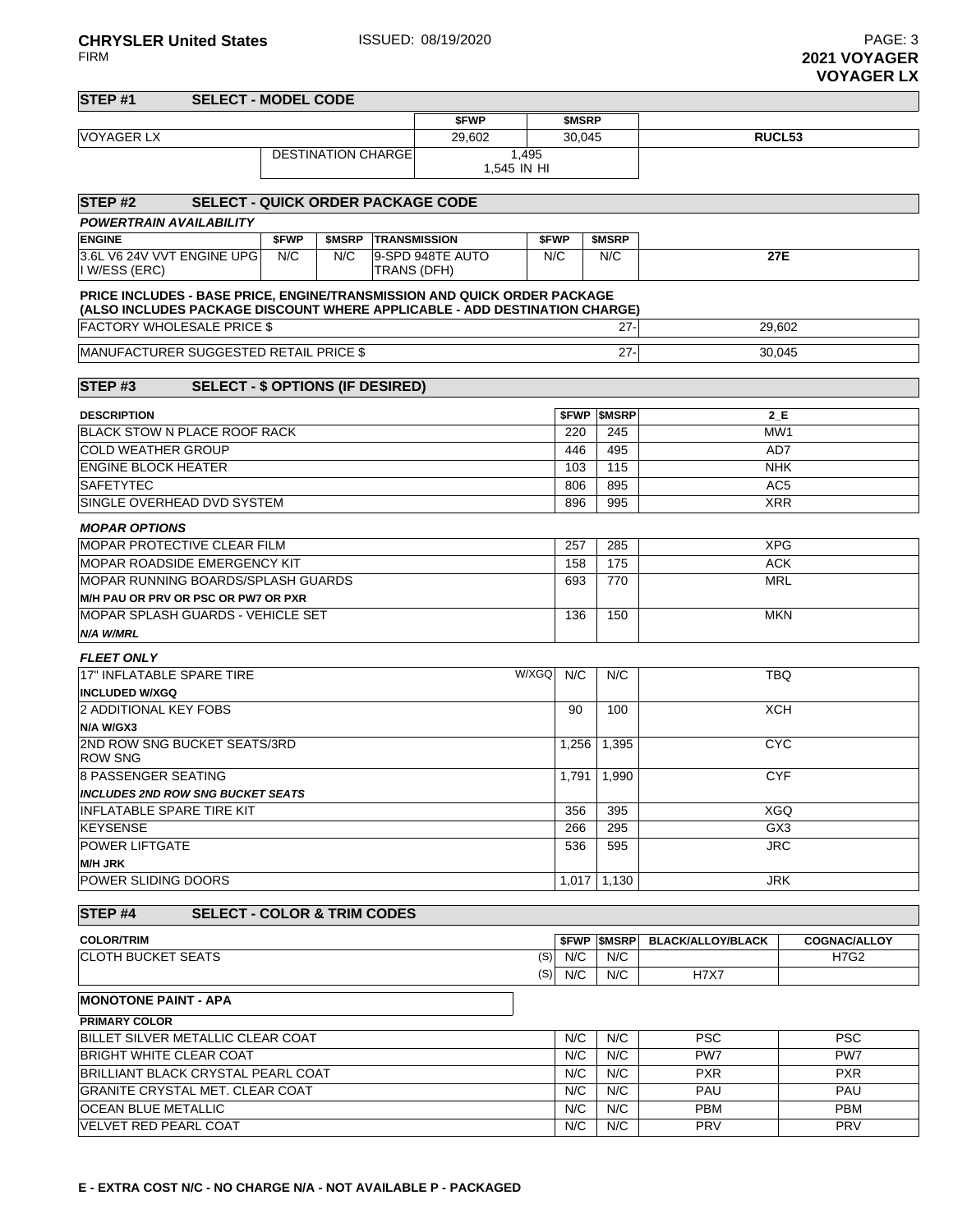# 2021 VOYAGER
## VOYAGER LX

## STEP #1 SELECT - MODEL CODE

| | $FWP | $MSRP | |
|---|---|---|---|
| VOYAGER LX | 29,602 | 30,045 | RUCL53 |
| DESTINATION CHARGE | 1,495<br>1,545 IN HI | | |

## STEP #2 SELECT - QUICK ORDER PACKAGE CODE

***POWERTRAIN AVAILABILITY***

| ENGINE | $FWP | $MSRP | TRANSMISSION | $FWP | $MSRP | |
|---|---|---|---|---|---|---|
| 3.6L V6 24V VVT ENGINE UPG I W/ESS (ERC) | N/C | N/C | 9-SPD 948TE AUTO TRANS (DFH) | N/C | N/C | 27E |

**PRICE INCLUDES - BASE PRICE, ENGINE/TRANSMISSION AND QUICK ORDER PACKAGE (ALSO INCLUDES PACKAGE DISCOUNT WHERE APPLICABLE - ADD DESTINATION CHARGE)**

| | | |
|---|---|---|
| FACTORY WHOLESALE PRICE $ | 27- | 29,602 |
| MANUFACTURER SUGGESTED RETAIL PRICE $ | 27- | 30,045 |

## STEP #3 SELECT - $ OPTIONS (IF DESIRED)

| DESCRIPTION | $FWP | $MSRP | 2_E |
|---|---|---|---|
| BLACK STOW N PLACE ROOF RACK | 220 | 245 | MW1 |
| COLD WEATHER GROUP | 446 | 495 | AD7 |
| ENGINE BLOCK HEATER | 103 | 115 | NHK |
| SAFETYTEC | 806 | 895 | AC5 |
| SINGLE OVERHEAD DVD SYSTEM | 896 | 995 | XRR |
| ***MOPAR OPTIONS*** | | | |
| MOPAR PROTECTIVE CLEAR FILM | 257 | 285 | XPG |
| MOPAR ROADSIDE EMERGENCY KIT | 158 | 175 | ACK |
| MOPAR RUNNING BOARDS/SPLASH GUARDS<br>**M/H PAU OR PRV OR PSC OR PW7 OR PXR** | 693 | 770 | MRL |
| MOPAR SPLASH GUARDS - VEHICLE SET<br>***N/A W/MRL*** | 136 | 150 | MKN |
| ***FLEET ONLY*** | | | |
| 17" INFLATABLE SPARE TIRE W/XGQ<br>**INCLUDED W/XGQ** | N/C | N/C | TBQ |
| 2 ADDITIONAL KEY FOBS<br>**N/A W/GX3** | 90 | 100 | XCH |
| 2ND ROW SNG BUCKET SEATS/3RD ROW SNG | 1,256 | 1,395 | CYC |
| 8 PASSENGER SEATING<br>***INCLUDES 2ND ROW SNG BUCKET SEATS*** | 1,791 | 1,990 | CYF |
| INFLATABLE SPARE TIRE KIT | 356 | 395 | XGQ |
| KEYSENSE | 266 | 295 | GX3 |
| POWER LIFTGATE<br>**M/H JRK** | 536 | 595 | JRC |
| POWER SLIDING DOORS | 1,017 | 1,130 | JRK |

## STEP #4 SELECT - COLOR & TRIM CODES

| COLOR/TRIM | | $FWP | $MSRP | BLACK/ALLOY/BLACK | COGNAC/ALLOY |
|---|---|---|---|---|---|
| CLOTH BUCKET SEATS | (S) | N/C | N/C | | H7G2 |
| | (S) | N/C | N/C | H7X7 | |

**MONOTONE PAINT - APA**

| PRIMARY COLOR | $FWP | $MSRP | BLACK/ALLOY/BLACK | COGNAC/ALLOY |
|---|---|---|---|---|
| BILLET SILVER METALLIC CLEAR COAT | N/C | N/C | PSC | PSC |
| BRIGHT WHITE CLEAR COAT | N/C | N/C | PW7 | PW7 |
| BRILLIANT BLACK CRYSTAL PEARL COAT | N/C | N/C | PXR | PXR |
| GRANITE CRYSTAL MET. CLEAR COAT | N/C | N/C | PAU | PAU |
| OCEAN BLUE METALLIC | N/C | N/C | PBM | PBM |
| VELVET RED PEARL COAT | N/C | N/C | PRV | PRV |

**E - EXTRA COST N/C - NO CHARGE N/A - NOT AVAILABLE P - PACKAGED**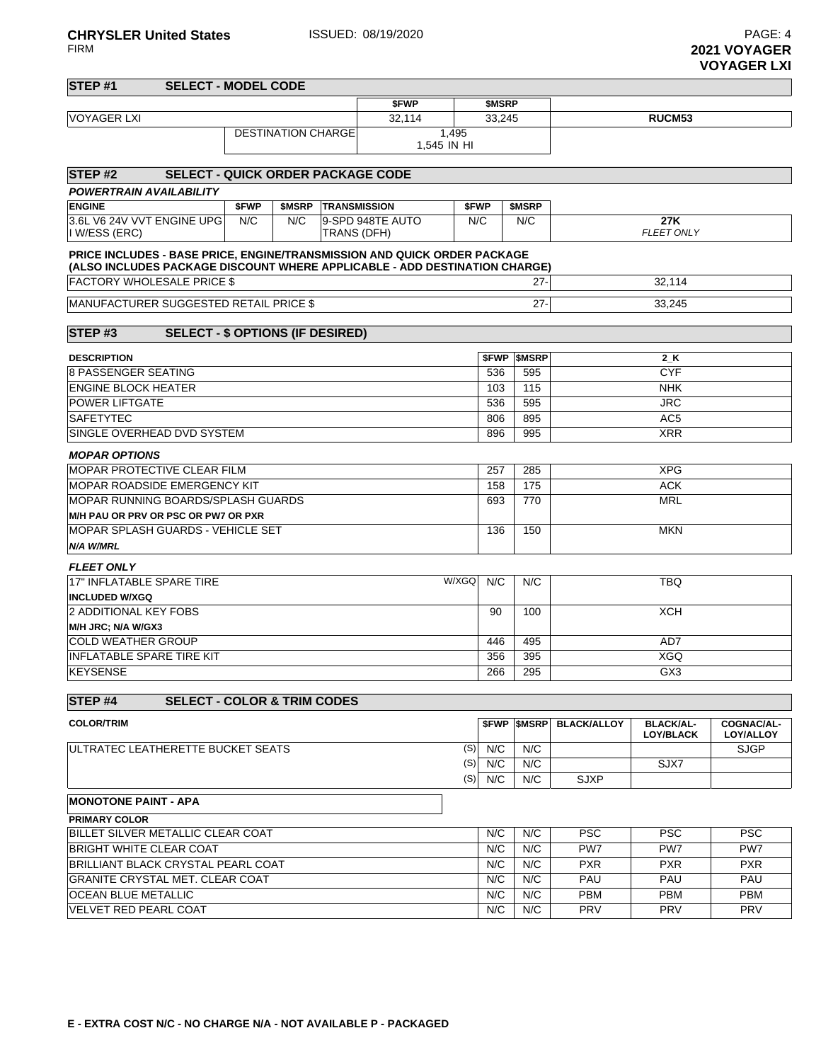**CHRYSLER United States** ISSUED: 08/19/2020
FIRM

**2021 VOYAGER**
**VOYAGER LXI**

## STEP #1 SELECT - MODEL CODE

| | | $FWP | $MSRP | |
|---|---|---|---|---|
| VOYAGER LXI | | 32,114 | 33,245 | **RUCM53** |
| | DESTINATION CHARGE | 1,495<br>1,545 IN HI | | |

## STEP #2 SELECT - QUICK ORDER PACKAGE CODE

***POWERTRAIN AVAILABILITY***

| ENGINE | $FWP | $MSRP | TRANSMISSION | $FWP | $MSRP | |
|---|---|---|---|---|---|---|
| 3.6L V6 24V VVT ENGINE UPG I W/ESS (ERC) | N/C | N/C | 9-SPD 948TE AUTO TRANS (DFH) | N/C | N/C | **27K**<br>*FLEET ONLY* |

**PRICE INCLUDES - BASE PRICE, ENGINE/TRANSMISSION AND QUICK ORDER PACKAGE (ALSO INCLUDES PACKAGE DISCOUNT WHERE APPLICABLE - ADD DESTINATION CHARGE)**

| | | |
|---|---|---|
| FACTORY WHOLESALE PRICE $ | 27- | 32,114 |
| MANUFACTURER SUGGESTED RETAIL PRICE $ | 27- | 33,245 |

## STEP #3 SELECT - $ OPTIONS (IF DESIRED)

| DESCRIPTION | | $FWP | $MSRP | 2_K |
|---|---|---|---|---|
| 8 PASSENGER SEATING | | 536 | 595 | CYF |
| ENGINE BLOCK HEATER | | 103 | 115 | NHK |
| POWER LIFTGATE | | 536 | 595 | JRC |
| SAFETYTEC | | 806 | 895 | AC5 |
| SINGLE OVERHEAD DVD SYSTEM | | 896 | 995 | XRR |
| ***MOPAR OPTIONS*** | | | | |
| MOPAR PROTECTIVE CLEAR FILM | | 257 | 285 | XPG |
| MOPAR ROADSIDE EMERGENCY KIT | | 158 | 175 | ACK |
| MOPAR RUNNING BOARDS/SPLASH GUARDS<br>**M/H PAU OR PRV OR PSC OR PW7 OR PXR** | | 693 | 770 | MRL |
| MOPAR SPLASH GUARDS - VEHICLE SET<br>***N/A W/MRL*** | | 136 | 150 | MKN |
| ***FLEET ONLY*** | | | | |
| 17" INFLATABLE SPARE TIRE<br>**INCLUDED W/XGQ** | W/XGQ | N/C | N/C | TBQ |
| 2 ADDITIONAL KEY FOBS<br>**M/H JRC; N/A W/GX3** | | 90 | 100 | XCH |
| COLD WEATHER GROUP | | 446 | 495 | AD7 |
| INFLATABLE SPARE TIRE KIT | | 356 | 395 | XGQ |
| KEYSENSE | | 266 | 295 | GX3 |

## STEP #4 SELECT - COLOR & TRIM CODES

| COLOR/TRIM | | $FWP | $MSRP | BLACK/ALLOY | BLACK/ALLOY/BLACK | COGNAC/ALLOY/ALLOY |
|---|---|---|---|---|---|---|
| ULTRATEC LEATHERETTE BUCKET SEATS | (S) | N/C | N/C | | | SJGP |
| | (S) | N/C | N/C | | SJX7 | |
| | (S) | N/C | N/C | SJXP | | |
| **MONOTONE PAINT - APA** | | | | | | |
| **PRIMARY COLOR** | | | | | | |
| BILLET SILVER METALLIC CLEAR COAT | | N/C | N/C | PSC | PSC | PSC |
| BRIGHT WHITE CLEAR COAT | | N/C | N/C | PW7 | PW7 | PW7 |
| BRILLIANT BLACK CRYSTAL PEARL COAT | | N/C | N/C | PXR | PXR | PXR |
| GRANITE CRYSTAL MET. CLEAR COAT | | N/C | N/C | PAU | PAU | PAU |
| OCEAN BLUE METALLIC | | N/C | N/C | PBM | PBM | PBM |
| VELVET RED PEARL COAT | | N/C | N/C | PRV | PRV | PRV |

**E - EXTRA COST N/C - NO CHARGE N/A - NOT AVAILABLE P - PACKAGED**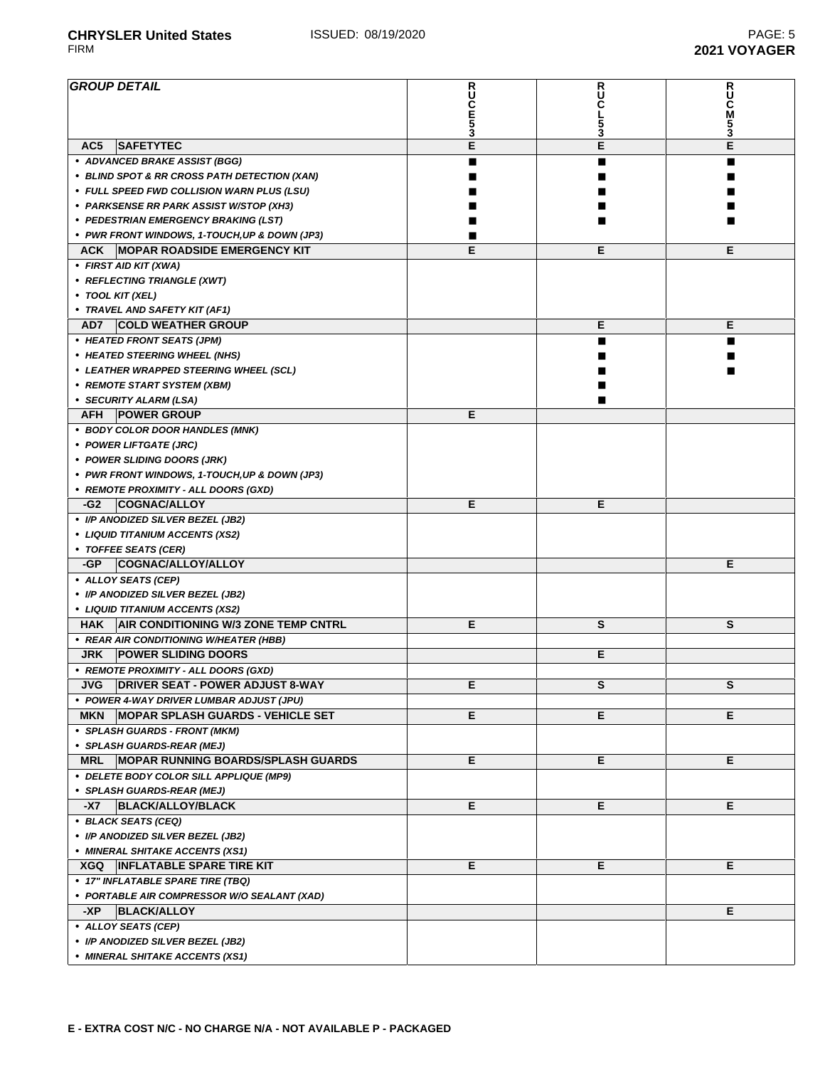| GROUP DETAIL | | RUCE53 | RUCL53 | RUCM53 |
|---|---|---|---|---|
| AC5 | SAFETYTEC | E | E | E |
| • ADVANCED BRAKE ASSIST (BGG) | | ■ | ■ | ■ |
| • BLIND SPOT & RR CROSS PATH DETECTION (XAN) | | ■ | ■ | ■ |
| • FULL SPEED FWD COLLISION WARN PLUS (LSU) | | ■ | ■ | ■ |
| • PARKSENSE RR PARK ASSIST W/STOP (XH3) | | ■ | ■ | ■ |
| • PEDESTRIAN EMERGENCY BRAKING (LST) | | ■ | ■ | ■ |
| • PWR FRONT WINDOWS, 1-TOUCH,UP & DOWN (JP3) | | ■ | | |
| ACK | MOPAR ROADSIDE EMERGENCY KIT | E | E | E |
| • FIRST AID KIT (XWA) | | | | |
| • REFLECTING TRIANGLE (XWT) | | | | |
| • TOOL KIT (XEL) | | | | |
| • TRAVEL AND SAFETY KIT (AF1) | | | | |
| AD7 | COLD WEATHER GROUP | | E | E |
| • HEATED FRONT SEATS (JPM) | | | ■ | ■ |
| • HEATED STEERING WHEEL (NHS) | | | ■ | ■ |
| • LEATHER WRAPPED STEERING WHEEL (SCL) | | | ■ | ■ |
| • REMOTE START SYSTEM (XBM) | | | ■ | |
| • SECURITY ALARM (LSA) | | | ■ | |
| AFH | POWER GROUP | E | | |
| • BODY COLOR DOOR HANDLES (MNK) | | | | |
| • POWER LIFTGATE (JRC) | | | | |
| • POWER SLIDING DOORS (JRK) | | | | |
| • PWR FRONT WINDOWS, 1-TOUCH,UP & DOWN (JP3) | | | | |
| • REMOTE PROXIMITY - ALL DOORS (GXD) | | | | |
| -G2 | COGNAC/ALLOY | E | E | |
| • I/P ANODIZED SILVER BEZEL (JB2) | | | | |
| • LIQUID TITANIUM ACCENTS (XS2) | | | | |
| • TOFFEE SEATS (CER) | | | | |
| -GP | COGNAC/ALLOY/ALLOY | | | E |
| • ALLOY SEATS (CEP) | | | | |
| • I/P ANODIZED SILVER BEZEL (JB2) | | | | |
| • LIQUID TITANIUM ACCENTS (XS2) | | | | |
| HAK | AIR CONDITIONING W/3 ZONE TEMP CNTRL | E | S | S |
| • REAR AIR CONDITIONING W/HEATER (HBB) | | | | |
| JRK | POWER SLIDING DOORS | | E | |
| • REMOTE PROXIMITY - ALL DOORS (GXD) | | | | |
| JVG | DRIVER SEAT - POWER ADJUST 8-WAY | E | S | S |
| • POWER 4-WAY DRIVER LUMBAR ADJUST (JPU) | | | | |
| MKN | MOPAR SPLASH GUARDS - VEHICLE SET | E | E | E |
| • SPLASH GUARDS - FRONT (MKM) | | | | |
| • SPLASH GUARDS-REAR (MEJ) | | | | |
| MRL | MOPAR RUNNING BOARDS/SPLASH GUARDS | E | E | E |
| • DELETE BODY COLOR SILL APPLIQUE (MP9) | | | | |
| • SPLASH GUARDS-REAR (MEJ) | | | | |
| -X7 | BLACK/ALLOY/BLACK | E | E | E |
| • BLACK SEATS (CEQ) | | | | |
| • I/P ANODIZED SILVER BEZEL (JB2) | | | | |
| • MINERAL SHITAKE ACCENTS (XS1) | | | | |
| XGQ | INFLATABLE SPARE TIRE KIT | E | E | E |
| • 17" INFLATABLE SPARE TIRE (TBQ) | | | | |
| • PORTABLE AIR COMPRESSOR W/O SEALANT (XAD) | | | | |
| -XP | BLACK/ALLOY | | | E |
| • ALLOY SEATS (CEP) | | | | |
| • I/P ANODIZED SILVER BEZEL (JB2) | | | | |
| • MINERAL SHITAKE ACCENTS (XS1) | | | | |

**E - EXTRA COST N/C - NO CHARGE N/A - NOT AVAILABLE P - PACKAGED**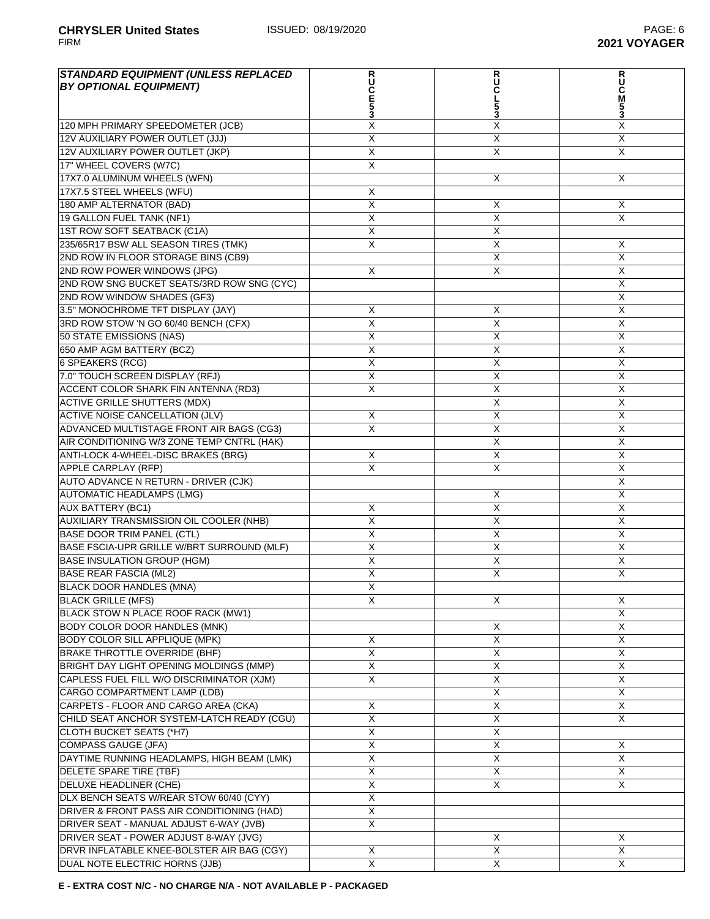| STANDARD EQUIPMENT (UNLESS REPLACED BY OPTIONAL EQUIPMENT) | RUCE53 | RUCL53 | RUCM53 |
|---|---|---|---|
| 120 MPH PRIMARY SPEEDOMETER (JCB) | X | X | X |
| 12V AUXILIARY POWER OUTLET (JJJ) | X | X | X |
| 12V AUXILIARY POWER OUTLET (JKP) | X | X | X |
| 17" WHEEL COVERS (W7C) | X | | |
| 17X7.0 ALUMINUM WHEELS (WFN) | | X | X |
| 17X7.5 STEEL WHEELS (WFU) | X | | |
| 180 AMP ALTERNATOR (BAD) | X | X | X |
| 19 GALLON FUEL TANK (NF1) | X | X | X |
| 1ST ROW SOFT SEATBACK (C1A) | X | X | |
| 235/65R17 BSW ALL SEASON TIRES (TMK) | X | X | X |
| 2ND ROW IN FLOOR STORAGE BINS (CB9) | | X | X |
| 2ND ROW POWER WINDOWS (JPG) | X | X | X |
| 2ND ROW SNG BUCKET SEATS/3RD ROW SNG (CYC) | | | X |
| 2ND ROW WINDOW SHADES (GF3) | | | X |
| 3.5" MONOCHROME TFT DISPLAY (JAY) | X | X | X |
| 3RD ROW STOW 'N GO 60/40 BENCH (CFX) | X | X | X |
| 50 STATE EMISSIONS (NAS) | X | X | X |
| 650 AMP AGM BATTERY (BCZ) | X | X | X |
| 6 SPEAKERS (RCG) | X | X | X |
| 7.0" TOUCH SCREEN DISPLAY (RFJ) | X | X | X |
| ACCENT COLOR SHARK FIN ANTENNA (RD3) | X | X | X |
| ACTIVE GRILLE SHUTTERS (MDX) | | X | X |
| ACTIVE NOISE CANCELLATION (JLV) | X | X | X |
| ADVANCED MULTISTAGE FRONT AIR BAGS (CG3) | X | X | X |
| AIR CONDITIONING W/3 ZONE TEMP CNTRL (HAK) | | X | X |
| ANTI-LOCK 4-WHEEL-DISC BRAKES (BRG) | X | X | X |
| APPLE CARPLAY (RFP) | X | X | X |
| AUTO ADVANCE N RETURN - DRIVER (CJK) | | | X |
| AUTOMATIC HEADLAMPS (LMG) | | X | X |
| AUX BATTERY (BC1) | X | X | X |
| AUXILIARY TRANSMISSION OIL COOLER (NHB) | X | X | X |
| BASE DOOR TRIM PANEL (CTL) | X | X | X |
| BASE FSCIA-UPR GRILLE W/BRT SURROUND (MLF) | X | X | X |
| BASE INSULATION GROUP (HGM) | X | X | X |
| BASE REAR FASCIA (ML2) | X | X | X |
| BLACK DOOR HANDLES (MNA) | X | | |
| BLACK GRILLE (MFS) | X | X | X |
| BLACK STOW N PLACE ROOF RACK (MW1) | | | X |
| BODY COLOR DOOR HANDLES (MNK) | | X | X |
| BODY COLOR SILL APPLIQUE (MPK) | X | X | X |
| BRAKE THROTTLE OVERRIDE (BHF) | X | X | X |
| BRIGHT DAY LIGHT OPENING MOLDINGS (MMP) | X | X | X |
| CAPLESS FUEL FILL W/O DISCRIMINATOR (XJM) | X | X | X |
| CARGO COMPARTMENT LAMP (LDB) | | X | X |
| CARPETS - FLOOR AND CARGO AREA (CKA) | X | X | X |
| CHILD SEAT ANCHOR SYSTEM-LATCH READY (CGU) | X | X | X |
| CLOTH BUCKET SEATS (*H7) | X | X | |
| COMPASS GAUGE (JFA) | X | X | X |
| DAYTIME RUNNING HEADLAMPS, HIGH BEAM (LMK) | X | X | X |
| DELETE SPARE TIRE (TBF) | X | X | X |
| DELUXE HEADLINER (CHE) | X | X | X |
| DLX BENCH SEATS W/REAR STOW 60/40 (CYY) | X | | |
| DRIVER & FRONT PASS AIR CONDITIONING (HAD) | X | | |
| DRIVER SEAT - MANUAL ADJUST 6-WAY (JVB) | X | | |
| DRIVER SEAT - POWER ADJUST 8-WAY (JVG) | | X | X |
| DRVR INFLATABLE KNEE-BOLSTER AIR BAG (CGY) | X | X | X |
| DUAL NOTE ELECTRIC HORNS (JJB) | X | X | X |

**E - EXTRA COST N/C - NO CHARGE N/A - NOT AVAILABLE P - PACKAGED**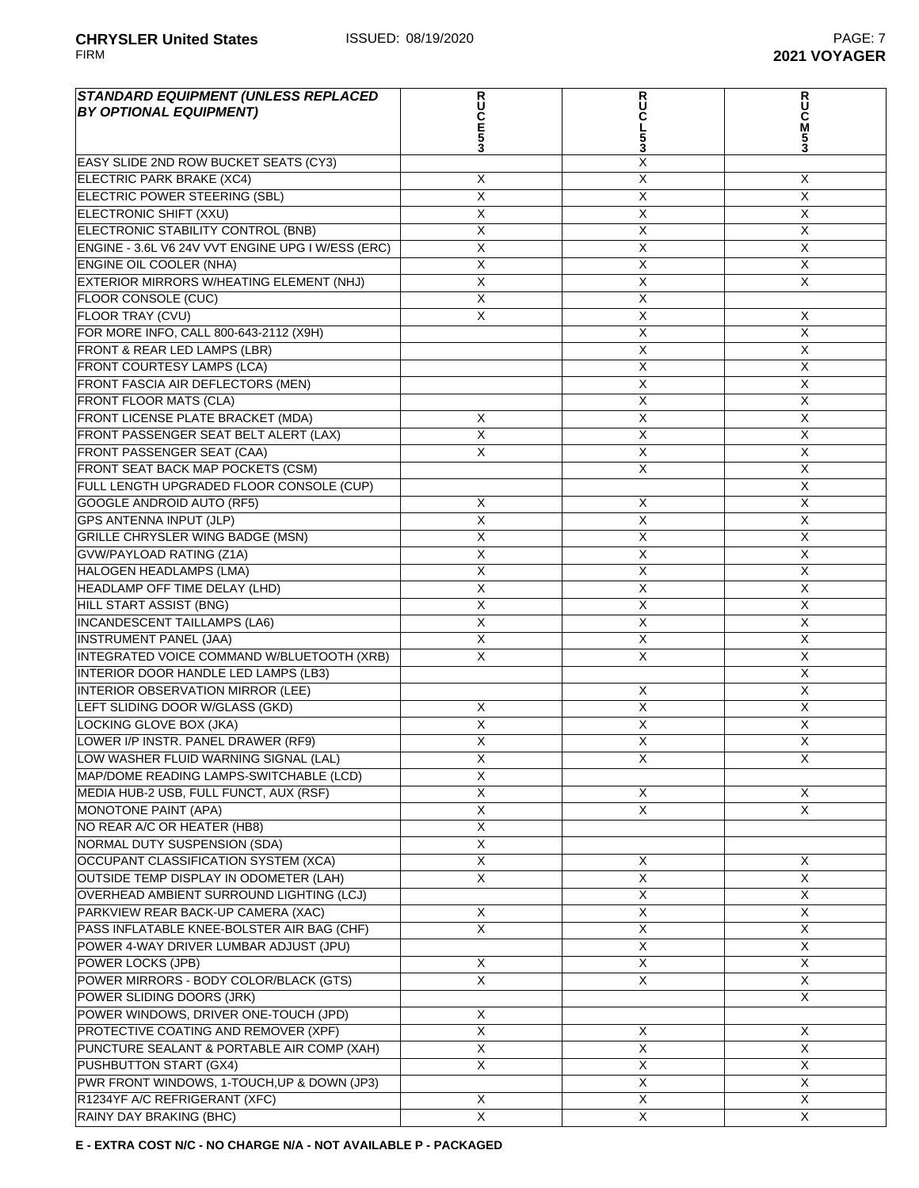| STANDARD EQUIPMENT (UNLESS REPLACED BY OPTIONAL EQUIPMENT) | RUCE53 | RUCL53 | RUCM53 |
|---|---|---|---|
| EASY SLIDE 2ND ROW BUCKET SEATS (CY3) | | X | |
| ELECTRIC PARK BRAKE (XC4) | X | X | X |
| ELECTRIC POWER STEERING (SBL) | X | X | X |
| ELECTRONIC SHIFT (XXU) | X | X | X |
| ELECTRONIC STABILITY CONTROL (BNB) | X | X | X |
| ENGINE - 3.6L V6 24V VVT ENGINE UPG I W/ESS (ERC) | X | X | X |
| ENGINE OIL COOLER (NHA) | X | X | X |
| EXTERIOR MIRRORS W/HEATING ELEMENT (NHJ) | X | X | X |
| FLOOR CONSOLE (CUC) | X | X | |
| FLOOR TRAY (CVU) | X | X | X |
| FOR MORE INFO, CALL 800-643-2112 (X9H) | | X | X |
| FRONT & REAR LED LAMPS (LBR) | | X | X |
| FRONT COURTESY LAMPS (LCA) | | X | X |
| FRONT FASCIA AIR DEFLECTORS (MEN) | | X | X |
| FRONT FLOOR MATS (CLA) | | X | X |
| FRONT LICENSE PLATE BRACKET (MDA) | X | X | X |
| FRONT PASSENGER SEAT BELT ALERT (LAX) | X | X | X |
| FRONT PASSENGER SEAT (CAA) | X | X | X |
| FRONT SEAT BACK MAP POCKETS (CSM) | | X | X |
| FULL LENGTH UPGRADED FLOOR CONSOLE (CUP) | | | X |
| GOOGLE ANDROID AUTO (RF5) | X | X | X |
| GPS ANTENNA INPUT (JLP) | X | X | X |
| GRILLE CHRYSLER WING BADGE (MSN) | X | X | X |
| GVW/PAYLOAD RATING (Z1A) | X | X | X |
| HALOGEN HEADLAMPS (LMA) | X | X | X |
| HEADLAMP OFF TIME DELAY (LHD) | X | X | X |
| HILL START ASSIST (BNG) | X | X | X |
| INCANDESCENT TAILLAMPS (LA6) | X | X | X |
| INSTRUMENT PANEL (JAA) | X | X | X |
| INTEGRATED VOICE COMMAND W/BLUETOOTH (XRB) | X | X | X |
| INTERIOR DOOR HANDLE LED LAMPS (LB3) | | | X |
| INTERIOR OBSERVATION MIRROR (LEE) | | X | X |
| LEFT SLIDING DOOR W/GLASS (GKD) | X | X | X |
| LOCKING GLOVE BOX (JKA) | X | X | X |
| LOWER I/P INSTR. PANEL DRAWER (RF9) | X | X | X |
| LOW WASHER FLUID WARNING SIGNAL (LAL) | X | X | X |
| MAP/DOME READING LAMPS-SWITCHABLE (LCD) | X | | |
| MEDIA HUB-2 USB, FULL FUNCT, AUX (RSF) | X | X | X |
| MONOTONE PAINT (APA) | X | X | X |
| NO REAR A/C OR HEATER (HB8) | X | | |
| NORMAL DUTY SUSPENSION (SDA) | X | | |
| OCCUPANT CLASSIFICATION SYSTEM (XCA) | X | X | X |
| OUTSIDE TEMP DISPLAY IN ODOMETER (LAH) | X | X | X |
| OVERHEAD AMBIENT SURROUND LIGHTING (LCJ) | | X | X |
| PARKVIEW REAR BACK-UP CAMERA (XAC) | X | X | X |
| PASS INFLATABLE KNEE-BOLSTER AIR BAG (CHF) | X | X | X |
| POWER 4-WAY DRIVER LUMBAR ADJUST (JPU) | | X | X |
| POWER LOCKS (JPB) | X | X | X |
| POWER MIRRORS - BODY COLOR/BLACK (GTS) | X | X | X |
| POWER SLIDING DOORS (JRK) | | | X |
| POWER WINDOWS, DRIVER ONE-TOUCH (JPD) | X | | |
| PROTECTIVE COATING AND REMOVER (XPF) | X | X | X |
| PUNCTURE SEALANT & PORTABLE AIR COMP (XAH) | X | X | X |
| PUSHBUTTON START (GX4) | X | X | X |
| PWR FRONT WINDOWS, 1-TOUCH,UP & DOWN (JP3) | | X | X |
| R1234YF A/C REFRIGERANT (XFC) | X | X | X |
| RAINY DAY BRAKING (BHC) | X | X | X |

**E - EXTRA COST N/C - NO CHARGE N/A - NOT AVAILABLE P - PACKAGED**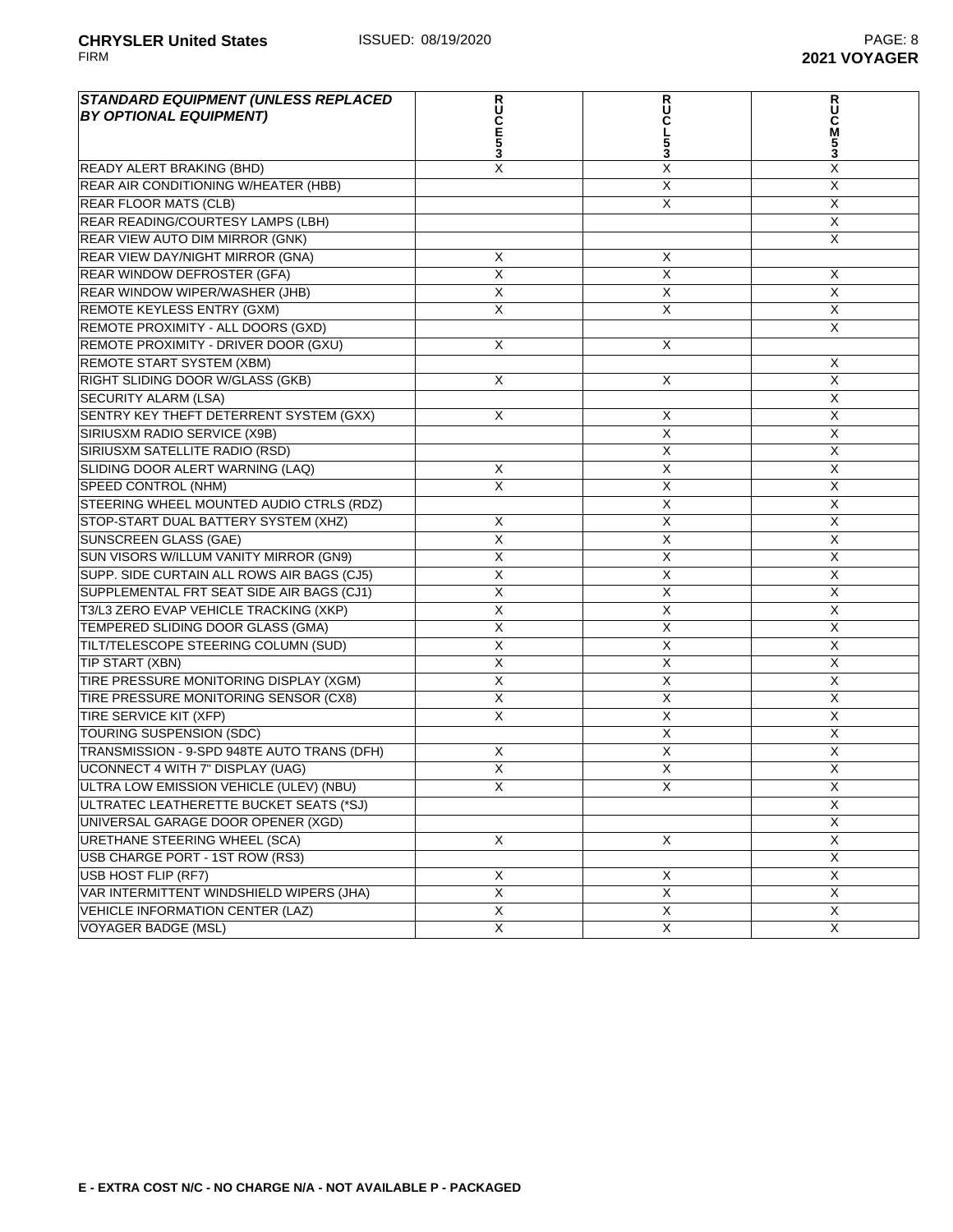| *STANDARD EQUIPMENT (UNLESS REPLACED BY OPTIONAL EQUIPMENT)* | RUCE53 | RUCL53 | RUCM53 |
|---|---|---|---|
| READY ALERT BRAKING (BHD) | X | X | X |
| REAR AIR CONDITIONING W/HEATER (HBB) | | X | X |
| REAR FLOOR MATS (CLB) | | X | X |
| REAR READING/COURTESY LAMPS (LBH) | | | X |
| REAR VIEW AUTO DIM MIRROR (GNK) | | | X |
| REAR VIEW DAY/NIGHT MIRROR (GNA) | X | X | |
| REAR WINDOW DEFROSTER (GFA) | X | X | X |
| REAR WINDOW WIPER/WASHER (JHB) | X | X | X |
| REMOTE KEYLESS ENTRY (GXM) | X | X | X |
| REMOTE PROXIMITY - ALL DOORS (GXD) | | | X |
| REMOTE PROXIMITY - DRIVER DOOR (GXU) | X | X | |
| REMOTE START SYSTEM (XBM) | | | X |
| RIGHT SLIDING DOOR W/GLASS (GKB) | X | X | X |
| SECURITY ALARM (LSA) | | | X |
| SENTRY KEY THEFT DETERRENT SYSTEM (GXX) | X | X | X |
| SIRIUSXM RADIO SERVICE (X9B) | | X | X |
| SIRIUSXM SATELLITE RADIO (RSD) | | X | X |
| SLIDING DOOR ALERT WARNING (LAQ) | X | X | X |
| SPEED CONTROL (NHM) | X | X | X |
| STEERING WHEEL MOUNTED AUDIO CTRLS (RDZ) | | X | X |
| STOP-START DUAL BATTERY SYSTEM (XHZ) | X | X | X |
| SUNSCREEN GLASS (GAE) | X | X | X |
| SUN VISORS W/ILLUM VANITY MIRROR (GN9) | X | X | X |
| SUPP. SIDE CURTAIN ALL ROWS AIR BAGS (CJ5) | X | X | X |
| SUPPLEMENTAL FRT SEAT SIDE AIR BAGS (CJ1) | X | X | X |
| T3/L3 ZERO EVAP VEHICLE TRACKING (XKP) | X | X | X |
| TEMPERED SLIDING DOOR GLASS (GMA) | X | X | X |
| TILT/TELESCOPE STEERING COLUMN (SUD) | X | X | X |
| TIP START (XBN) | X | X | X |
| TIRE PRESSURE MONITORING DISPLAY (XGM) | X | X | X |
| TIRE PRESSURE MONITORING SENSOR (CX8) | X | X | X |
| TIRE SERVICE KIT (XFP) | X | X | X |
| TOURING SUSPENSION (SDC) | | X | X |
| TRANSMISSION - 9-SPD 948TE AUTO TRANS (DFH) | X | X | X |
| UCONNECT 4 WITH 7" DISPLAY (UAG) | X | X | X |
| ULTRA LOW EMISSION VEHICLE (ULEV) (NBU) | X | X | X |
| ULTRATEC LEATHERETTE BUCKET SEATS (*SJ) | | | X |
| UNIVERSAL GARAGE DOOR OPENER (XGD) | | | X |
| URETHANE STEERING WHEEL (SCA) | X | X | X |
| USB CHARGE PORT - 1ST ROW (RS3) | | | X |
| USB HOST FLIP (RF7) | X | X | X |
| VAR INTERMITTENT WINDSHIELD WIPERS (JHA) | X | X | X |
| VEHICLE INFORMATION CENTER (LAZ) | X | X | X |
| VOYAGER BADGE (MSL) | X | X | X |

**E - EXTRA COST N/C - NO CHARGE N/A - NOT AVAILABLE P - PACKAGED**